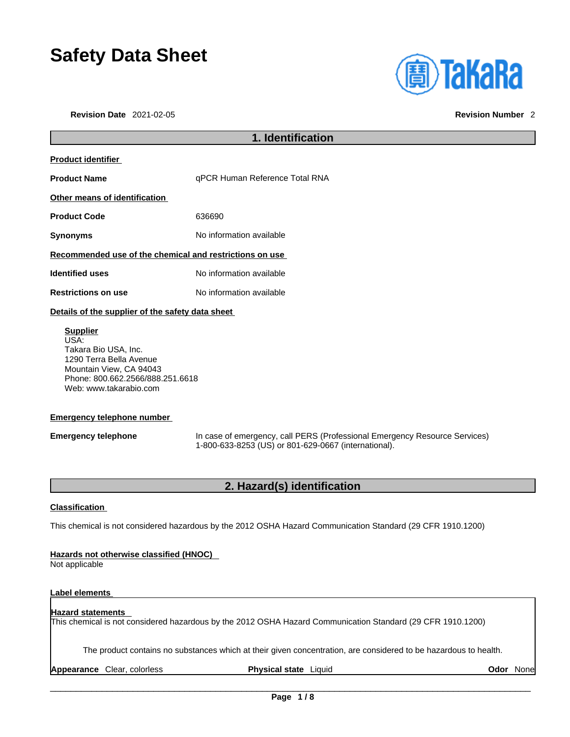# Safety Data Sheet

**Revision Date** 2021-02-05 **Revision Number** 2

## 1. Identification

**Product identifier**

**Product Name** qPCR Human Reference Total RNA

**Other means of identification**

**Product Code** 636690

**Synonyms** No information available

**Recommended use of the chemical and restrictions on use**

**Identified uses** No information available

**Restrictions on use** No information available

**Details of the supplier of the safety data sheet**

**Supplier**
USA:
Takara Bio USA, Inc.
1290 Terra Bella Avenue
Mountain View, CA 94043
Phone: 800.662.2566/888.251.6618
Web: www.takarabio.com

**Emergency telephone number**

**Emergency telephone** In case of emergency, call PERS (Professional Emergency Resource Services) 1-800-633-8253 (US) or 801-629-0667 (international).

## 2. Hazard(s) identification

**Classification**

This chemical is not considered hazardous by the 2012 OSHA Hazard Communication Standard (29 CFR 1910.1200)

**Hazards not otherwise classified (HNOC)**
Not applicable

**Label elements**

**Hazard statements**
This chemical is not considered hazardous by the 2012 OSHA Hazard Communication Standard (29 CFR 1910.1200)

The product contains no substances which at their given concentration, are considered to be hazardous to health.

**Appearance** Clear, colorless **Physical state** Liquid **Odor** None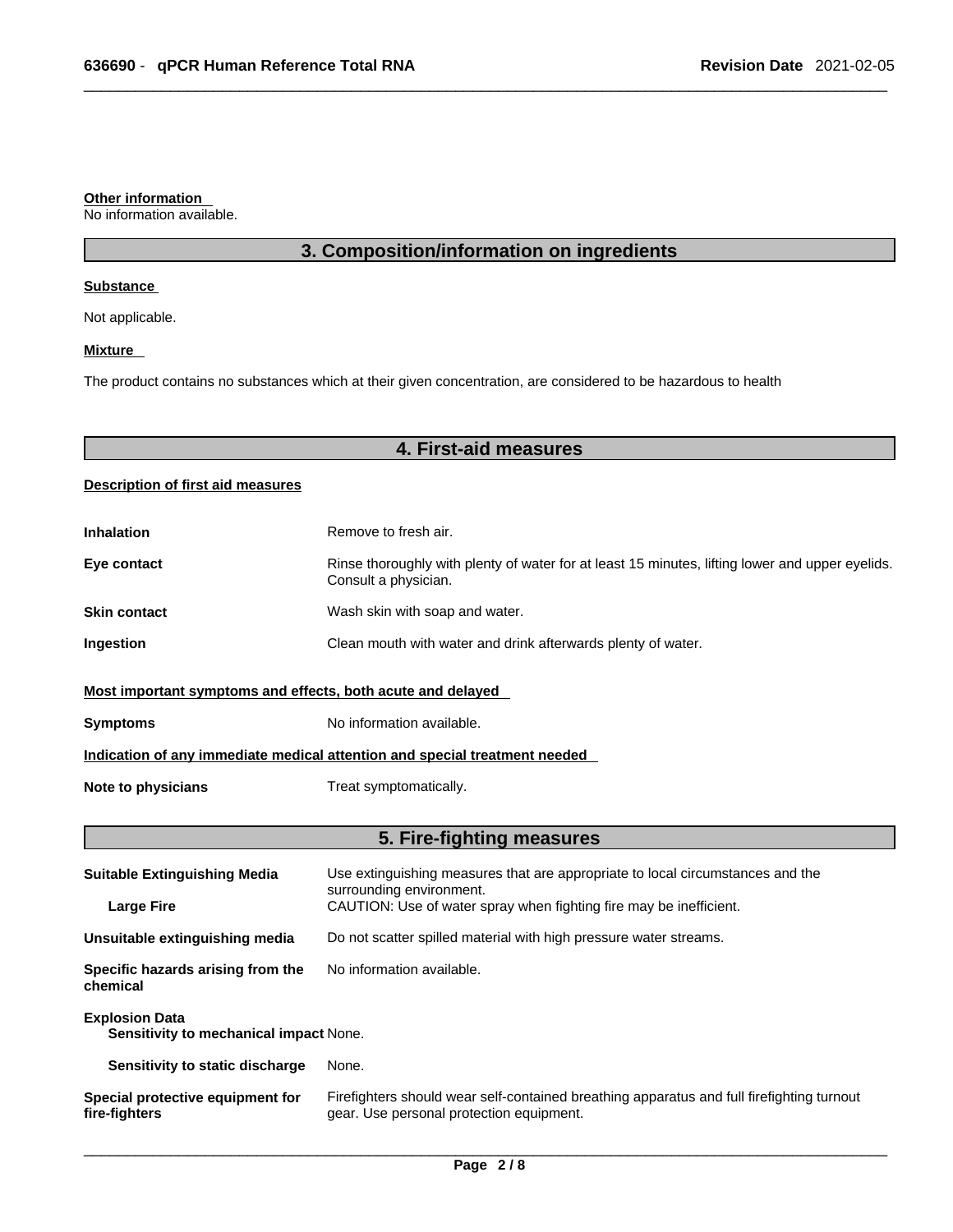**Other information**

No information available.

## 3. Composition/information on ingredients

**Substance**

Not applicable.

**Mixture**

The product contains no substances which at their given concentration, are considered to be hazardous to health

## 4. First-aid measures

**Description of first aid measures**

| | |
|---|---|
| **Inhalation** | Remove to fresh air. |
| **Eye contact** | Rinse thoroughly with plenty of water for at least 15 minutes, lifting lower and upper eyelids. Consult a physician. |
| **Skin contact** | Wash skin with soap and water. |
| **Ingestion** | Clean mouth with water and drink afterwards plenty of water. |

**Most important symptoms and effects, both acute and delayed**

| | |
|---|---|
| **Symptoms** | No information available. |

**Indication of any immediate medical attention and special treatment needed**

| | |
|---|---|
| **Note to physicians** | Treat symptomatically. |

## 5. Fire-fighting measures

| | |
|---|---|
| **Suitable Extinguishing Media** | Use extinguishing measures that are appropriate to local circumstances and the surrounding environment. |
| **Large Fire** | CAUTION: Use of water spray when fighting fire may be inefficient. |
| **Unsuitable extinguishing media** | Do not scatter spilled material with high pressure water streams. |
| **Specific hazards arising from the chemical** | No information available. |
| **Explosion Data** | |
| **Sensitivity to mechanical impact** | None. |
| **Sensitivity to static discharge** | None. |
| **Special protective equipment for fire-fighters** | Firefighters should wear self-contained breathing apparatus and full firefighting turnout gear. Use personal protection equipment. |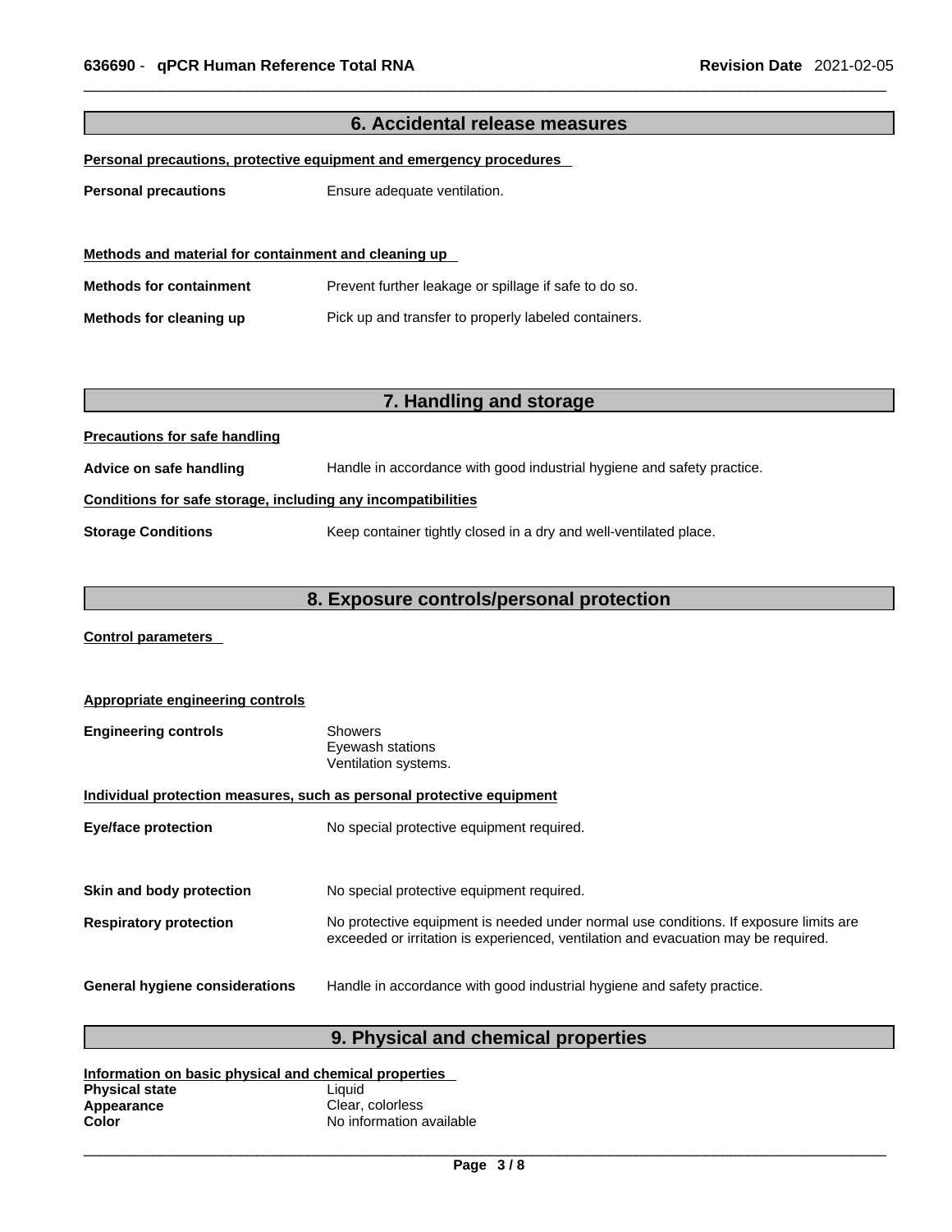## 6. Accidental release measures

**Personal precautions, protective equipment and emergency procedures**

| | |
|---|---|
| **Personal precautions** | Ensure adequate ventilation. |

**Methods and material for containment and cleaning up**

| | |
|---|---|
| **Methods for containment** | Prevent further leakage or spillage if safe to do so. |
| **Methods for cleaning up** | Pick up and transfer to properly labeled containers. |

## 7. Handling and storage

**Precautions for safe handling**

| | |
|---|---|
| **Advice on safe handling** | Handle in accordance with good industrial hygiene and safety practice. |

**Conditions for safe storage, including any incompatibilities**

| | |
|---|---|
| **Storage Conditions** | Keep container tightly closed in a dry and well-ventilated place. |

## 8. Exposure controls/personal protection

**Control parameters**

**Appropriate engineering controls**

| | |
|---|---|
| **Engineering controls** | Showers<br>Eyewash stations<br>Ventilation systems. |

**Individual protection measures, such as personal protective equipment**

| | |
|---|---|
| **Eye/face protection** | No special protective equipment required. |
| **Skin and body protection** | No special protective equipment required. |
| **Respiratory protection** | No protective equipment is needed under normal use conditions. If exposure limits are exceeded or irritation is experienced, ventilation and evacuation may be required. |
| **General hygiene considerations** | Handle in accordance with good industrial hygiene and safety practice. |

## 9. Physical and chemical properties

**Information on basic physical and chemical properties**

| | |
|---|---|
| **Physical state** | Liquid |
| **Appearance** | Clear, colorless |
| **Color** | No information available |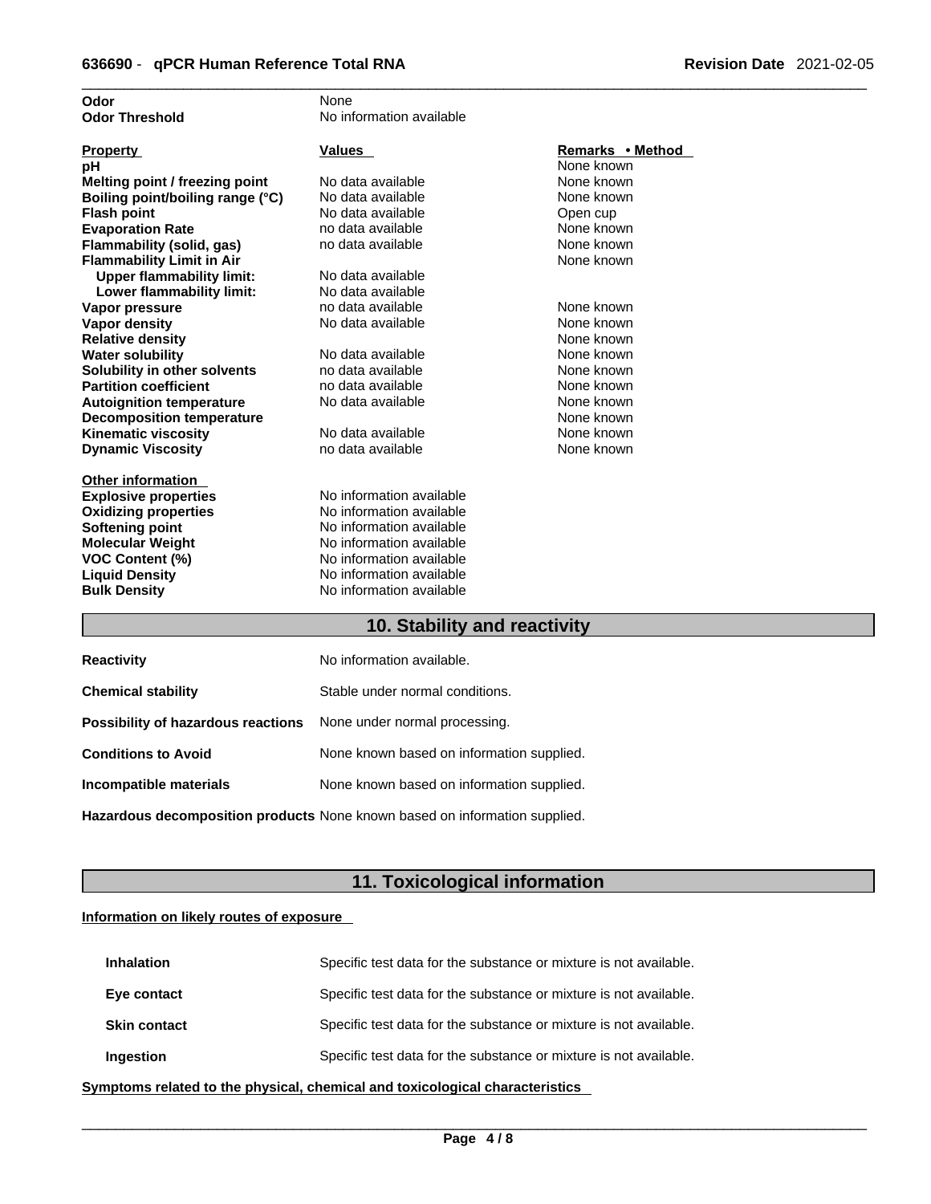| | |
|---|---|
| **Odor** | None |
| **Odor Threshold** | No information available |

| **Property** | **Values** | **Remarks • Method** |
|---|---|---|
| **pH** | | None known |
| **Melting point / freezing point** | No data available | None known |
| **Boiling point/boiling range (°C)** | No data available | None known |
| **Flash point** | No data available | Open cup |
| **Evaporation Rate** | no data available | None known |
| **Flammability (solid, gas)** | no data available | None known |
| **Flammability Limit in Air** | | None known |
| **Upper flammability limit:** | No data available | |
| **Lower flammability limit:** | No data available | |
| **Vapor pressure** | no data available | None known |
| **Vapor density** | No data available | None known |
| **Relative density** | | None known |
| **Water solubility** | No data available | None known |
| **Solubility in other solvents** | no data available | None known |
| **Partition coefficient** | no data available | None known |
| **Autoignition temperature** | No data available | None known |
| **Decomposition temperature** | | None known |
| **Kinematic viscosity** | No data available | None known |
| **Dynamic Viscosity** | no data available | None known |

**Other information**

| | |
|---|---|
| **Explosive properties** | No information available |
| **Oxidizing properties** | No information available |
| **Softening point** | No information available |
| **Molecular Weight** | No information available |
| **VOC Content (%)** | No information available |
| **Liquid Density** | No information available |
| **Bulk Density** | No information available |

## 10. Stability and reactivity

| | |
|---|---|
| **Reactivity** | No information available. |
| **Chemical stability** | Stable under normal conditions. |
| **Possibility of hazardous reactions** | None under normal processing. |
| **Conditions to Avoid** | None known based on information supplied. |
| **Incompatible materials** | None known based on information supplied. |
| **Hazardous decomposition products** | None known based on information supplied. |

## 11. Toxicological information

**Information on likely routes of exposure**

| | |
|---|---|
| **Inhalation** | Specific test data for the substance or mixture is not available. |
| **Eye contact** | Specific test data for the substance or mixture is not available. |
| **Skin contact** | Specific test data for the substance or mixture is not available. |
| **Ingestion** | Specific test data for the substance or mixture is not available. |

**Symptoms related to the physical, chemical and toxicological characteristics**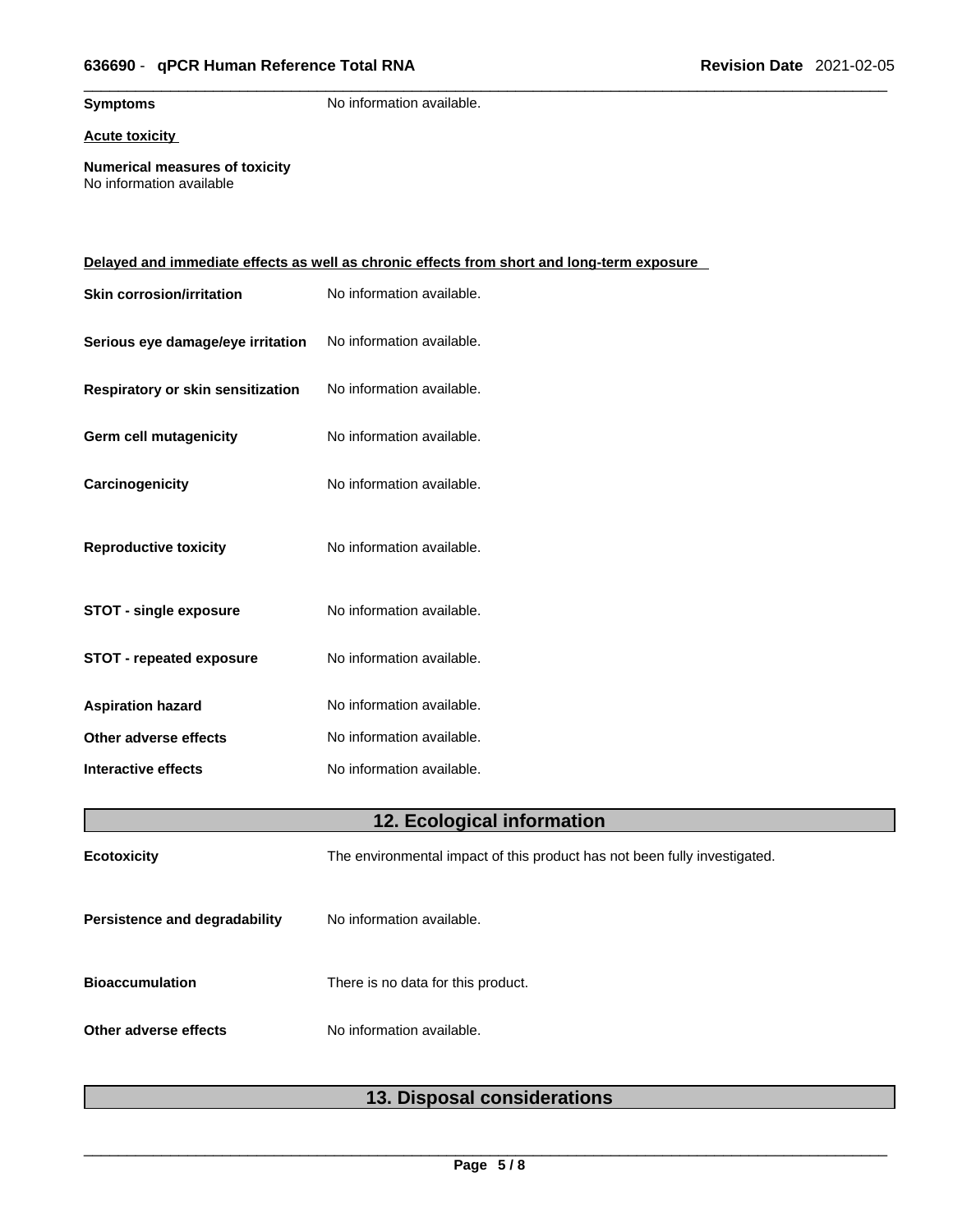**Symptoms** No information available.

**Acute toxicity**

**Numerical measures of toxicity**
No information available

**Delayed and immediate effects as well as chronic effects from short and long-term exposure**

**Skin corrosion/irritation** No information available.

**Serious eye damage/eye irritation** No information available.

**Respiratory or skin sensitization** No information available.

**Germ cell mutagenicity** No information available.

**Carcinogenicity** No information available.

**Reproductive toxicity** No information available.

**STOT - single exposure** No information available.

**STOT - repeated exposure** No information available.

**Aspiration hazard** No information available.

**Other adverse effects** No information available.

**Interactive effects** No information available.

## 12. Ecological information

**Ecotoxicity** The environmental impact of this product has not been fully investigated.

**Persistence and degradability** No information available.

**Bioaccumulation** There is no data for this product.

**Other adverse effects** No information available.

## 13. Disposal considerations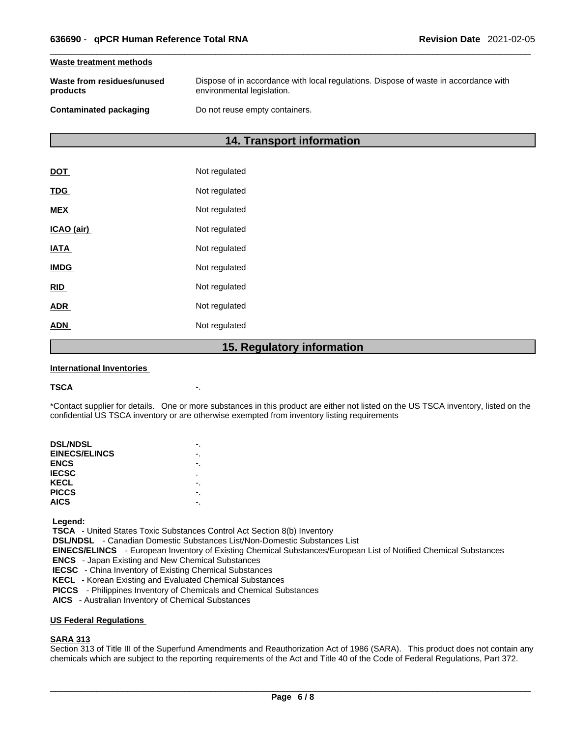**Waste treatment methods**

| | |
|---|---|
| **Waste from residues/unused products** | Dispose of in accordance with local regulations. Dispose of waste in accordance with environmental legislation. |
| **Contaminated packaging** | Do not reuse empty containers. |

## 14. Transport information

| | |
|---|---|
| **DOT** | Not regulated |
| **TDG** | Not regulated |
| **MEX** | Not regulated |
| **ICAO (air)** | Not regulated |
| **IATA** | Not regulated |
| **IMDG** | Not regulated |
| **RID** | Not regulated |
| **ADR** | Not regulated |
| **ADN** | Not regulated |

## 15. Regulatory information

**International Inventories**

**TSCA** -.

*Contact supplier for details. One or more substances in this product are either not listed on the US TSCA inventory, listed on the confidential US TSCA inventory or are otherwise exempted from inventory listing requirements

| | |
|---|---|
| **DSL/NDSL** | -. |
| **EINECS/ELINCS** | -. |
| **ENCS** | -. |
| **IECSC** | . |
| **KECL** | -. |
| **PICCS** | -. |
| **AICS** | -. |

**Legend:**

**TSCA** - United States Toxic Substances Control Act Section 8(b) Inventory
**DSL/NDSL** - Canadian Domestic Substances List/Non-Domestic Substances List
**EINECS/ELINCS** - European Inventory of Existing Chemical Substances/European List of Notified Chemical Substances
**ENCS** - Japan Existing and New Chemical Substances
**IECSC** - China Inventory of Existing Chemical Substances
**KECL** - Korean Existing and Evaluated Chemical Substances
**PICCS** - Philippines Inventory of Chemicals and Chemical Substances
**AICS** - Australian Inventory of Chemical Substances

**US Federal Regulations**

**SARA 313**
Section 313 of Title III of the Superfund Amendments and Reauthorization Act of 1986 (SARA). This product does not contain any chemicals which are subject to the reporting requirements of the Act and Title 40 of the Code of Federal Regulations, Part 372.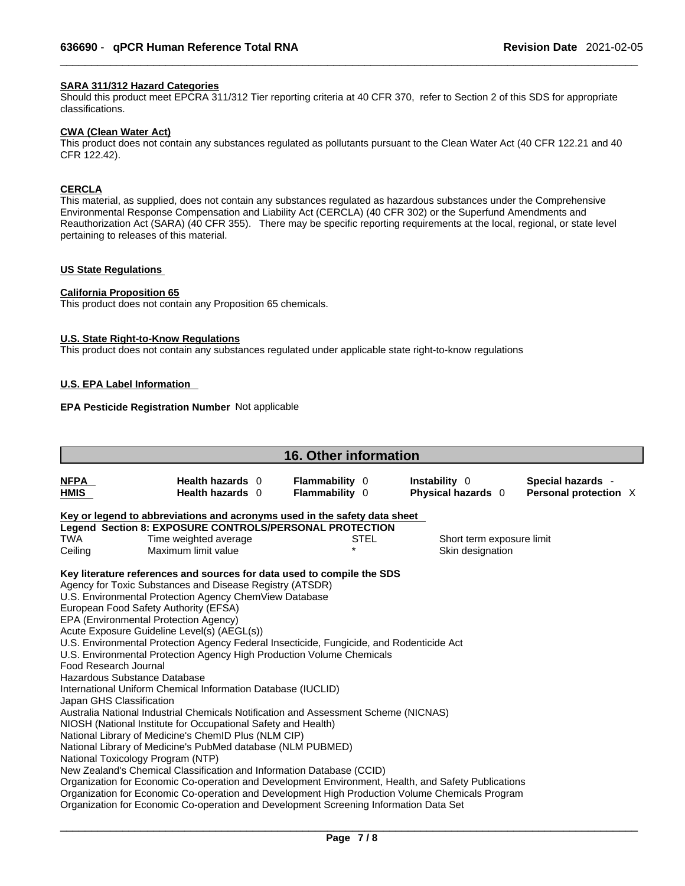#### SARA 311/312 Hazard Categories

Should this product meet EPCRA 311/312 Tier reporting criteria at 40 CFR 370, refer to Section 2 of this SDS for appropriate classifications.

#### CWA (Clean Water Act)

This product does not contain any substances regulated as pollutants pursuant to the Clean Water Act (40 CFR 122.21 and 40 CFR 122.42).

#### CERCLA

This material, as supplied, does not contain any substances regulated as hazardous substances under the Comprehensive Environmental Response Compensation and Liability Act (CERCLA) (40 CFR 302) or the Superfund Amendments and Reauthorization Act (SARA) (40 CFR 355). There may be specific reporting requirements at the local, regional, or state level pertaining to releases of this material.

#### US State Regulations

#### California Proposition 65

This product does not contain any Proposition 65 chemicals.

#### U.S. State Right-to-Know Regulations

This product does not contain any substances regulated under applicable state right-to-know regulations

#### U.S. EPA Label Information

**EPA Pesticide Registration Number** Not applicable

## 16. Other information

| | | | | |
|---|---|---|---|---|
| **NFPA** | **Health hazards** 0 | **Flammability** 0 | **Instability** 0 | **Special hazards** - |
| **HMIS** | **Health hazards** 0 | **Flammability** 0 | **Physical hazards** 0 | **Personal protection** X |

**Key or legend to abbreviations and acronyms used in the safety data sheet**

**Legend Section 8: EXPOSURE CONTROLS/PERSONAL PROTECTION**

| | | | |
|---|---|---|---|
| TWA | Time weighted average | STEL | Short term exposure limit |
| Ceiling | Maximum limit value | * | Skin designation |

**Key literature references and sources for data used to compile the SDS**

Agency for Toxic Substances and Disease Registry (ATSDR)
U.S. Environmental Protection Agency ChemView Database
European Food Safety Authority (EFSA)
EPA (Environmental Protection Agency)
Acute Exposure Guideline Level(s) (AEGL(s))
U.S. Environmental Protection Agency Federal Insecticide, Fungicide, and Rodenticide Act
U.S. Environmental Protection Agency High Production Volume Chemicals
Food Research Journal
Hazardous Substance Database
International Uniform Chemical Information Database (IUCLID)
Japan GHS Classification
Australia National Industrial Chemicals Notification and Assessment Scheme (NICNAS)
NIOSH (National Institute for Occupational Safety and Health)
National Library of Medicine's ChemID Plus (NLM CIP)
National Library of Medicine's PubMed database (NLM PUBMED)
National Toxicology Program (NTP)
New Zealand's Chemical Classification and Information Database (CCID)
Organization for Economic Co-operation and Development Environment, Health, and Safety Publications
Organization for Economic Co-operation and Development High Production Volume Chemicals Program
Organization for Economic Co-operation and Development Screening Information Data Set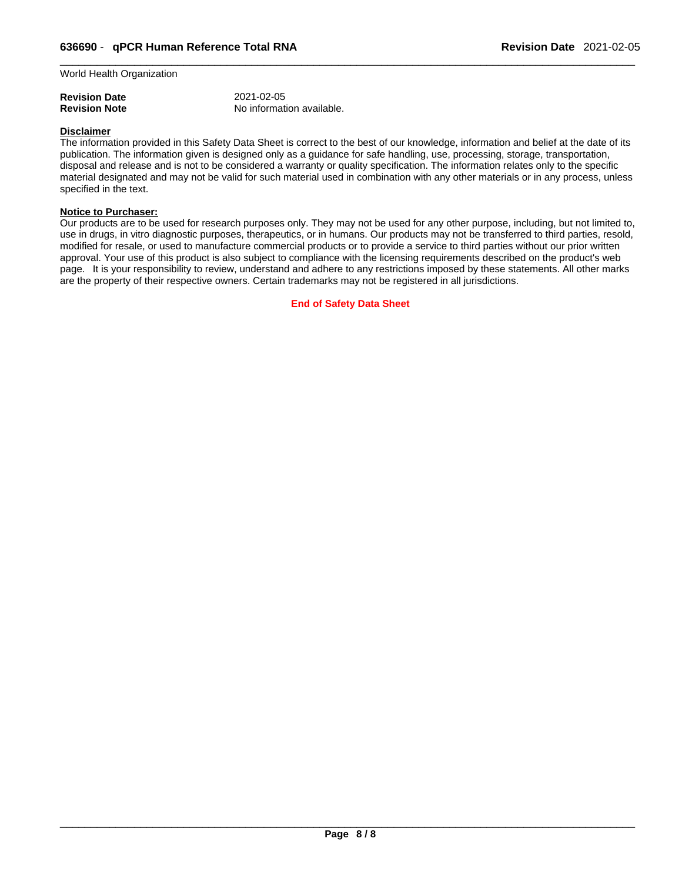World Health Organization

| | |
|---|---|
| **Revision Date** | 2021-02-05 |
| **Revision Note** | No information available. |

**Disclaimer**

The information provided in this Safety Data Sheet is correct to the best of our knowledge, information and belief at the date of its publication. The information given is designed only as a guidance for safe handling, use, processing, storage, transportation, disposal and release and is not to be considered a warranty or quality specification. The information relates only to the specific material designated and may not be valid for such material used in combination with any other materials or in any process, unless specified in the text.

**Notice to Purchaser:**

Our products are to be used for research purposes only. They may not be used for any other purpose, including, but not limited to, use in drugs, in vitro diagnostic purposes, therapeutics, or in humans. Our products may not be transferred to third parties, resold, modified for resale, or used to manufacture commercial products or to provide a service to third parties without our prior written approval. Your use of this product is also subject to compliance with the licensing requirements described on the product's web page. It is your responsibility to review, understand and adhere to any restrictions imposed by these statements. All other marks are the property of their respective owners. Certain trademarks may not be registered in all jurisdictions.

**End of Safety Data Sheet**